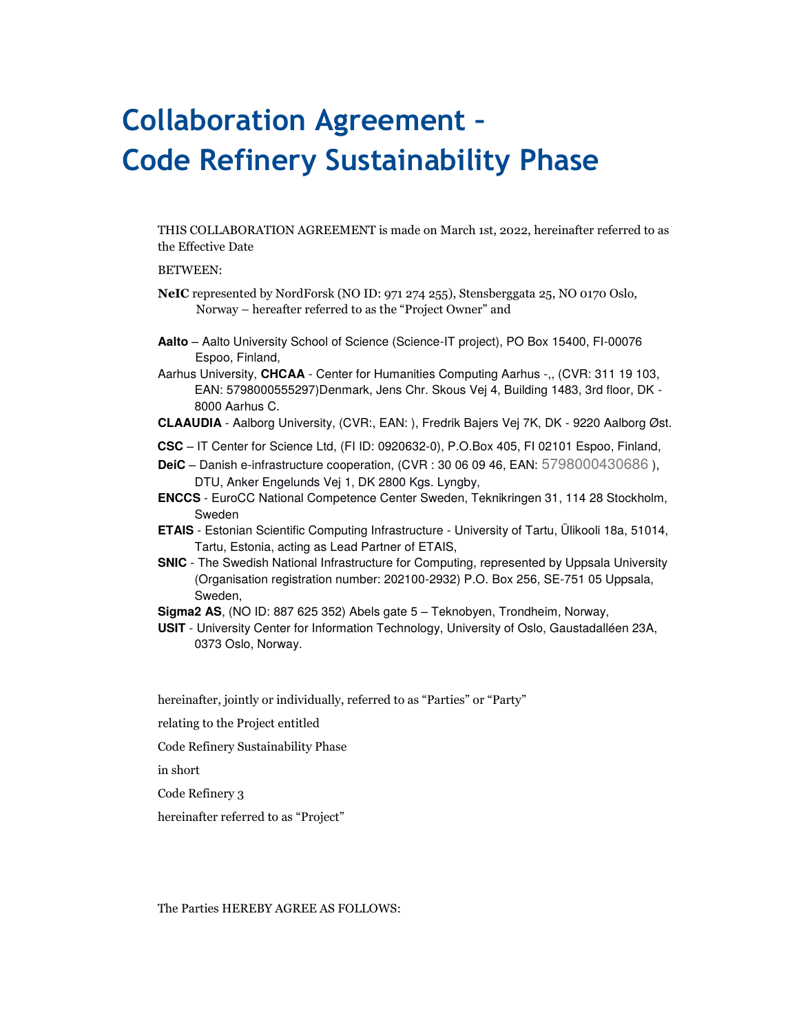# Collaboration Agreement – Code Refinery Sustainability Phase

THIS COLLABORATION AGREEMENT is made on March 1st, 2022, hereinafter referred to as the Effective Date

BETWEEN:

**NeIC** represented by NordForsk (NO ID: 971 274 255), Stensberggata 25, NO 0170 Oslo, Norway – hereafter referred to as the "Project Owner" and

**Aalto** – Aalto University School of Science (Science-IT project), PO Box 15400, FI-00076 Espoo, Finland,

Aarhus University, **CHCAA** - Center for Humanities Computing Aarhus -,, (CVR: 311 19 103, EAN: 5798000555297)Denmark, Jens Chr. Skous Vej 4, Building 1483, 3rd floor, DK - 8000 Aarhus C.

**CLAAUDIA** - Aalborg University, (CVR:, EAN: ), Fredrik Bajers Vej 7K, DK - 9220 Aalborg Øst.

**CSC** – IT Center for Science Ltd, (FI ID: 0920632-0), P.O.Box 405, FI 02101 Espoo, Finland,

**DeiC** – Danish e-infrastructure cooperation, (CVR : 30 06 09 46, EAN: 5798000430686 ), DTU, Anker Engelunds Vej 1, DK 2800 Kgs. Lyngby,

**ENCCS** - EuroCC National Competence Center Sweden, Teknikringen 31, 114 28 Stockholm, Sweden

**ETAIS** - Estonian Scientific Computing Infrastructure - University of Tartu, Ülikooli 18a, 51014, Tartu, Estonia, acting as Lead Partner of ETAIS,

**SNIC** - The Swedish National Infrastructure for Computing, represented by Uppsala University (Organisation registration number: 202100-2932) P.O. Box 256, SE-751 05 Uppsala, Sweden,

**Sigma2 AS**, (NO ID: 887 625 352) Abels gate 5 – Teknobyen, Trondheim, Norway,

**USIT** - University Center for Information Technology, University of Oslo, Gaustadalléen 23A, 0373 Oslo, Norway.

hereinafter, jointly or individually, referred to as "Parties" or "Party"

relating to the Project entitled

Code Refinery Sustainability Phase

in short

Code Refinery 3

hereinafter referred to as "Project"

The Parties HEREBY AGREE AS FOLLOWS: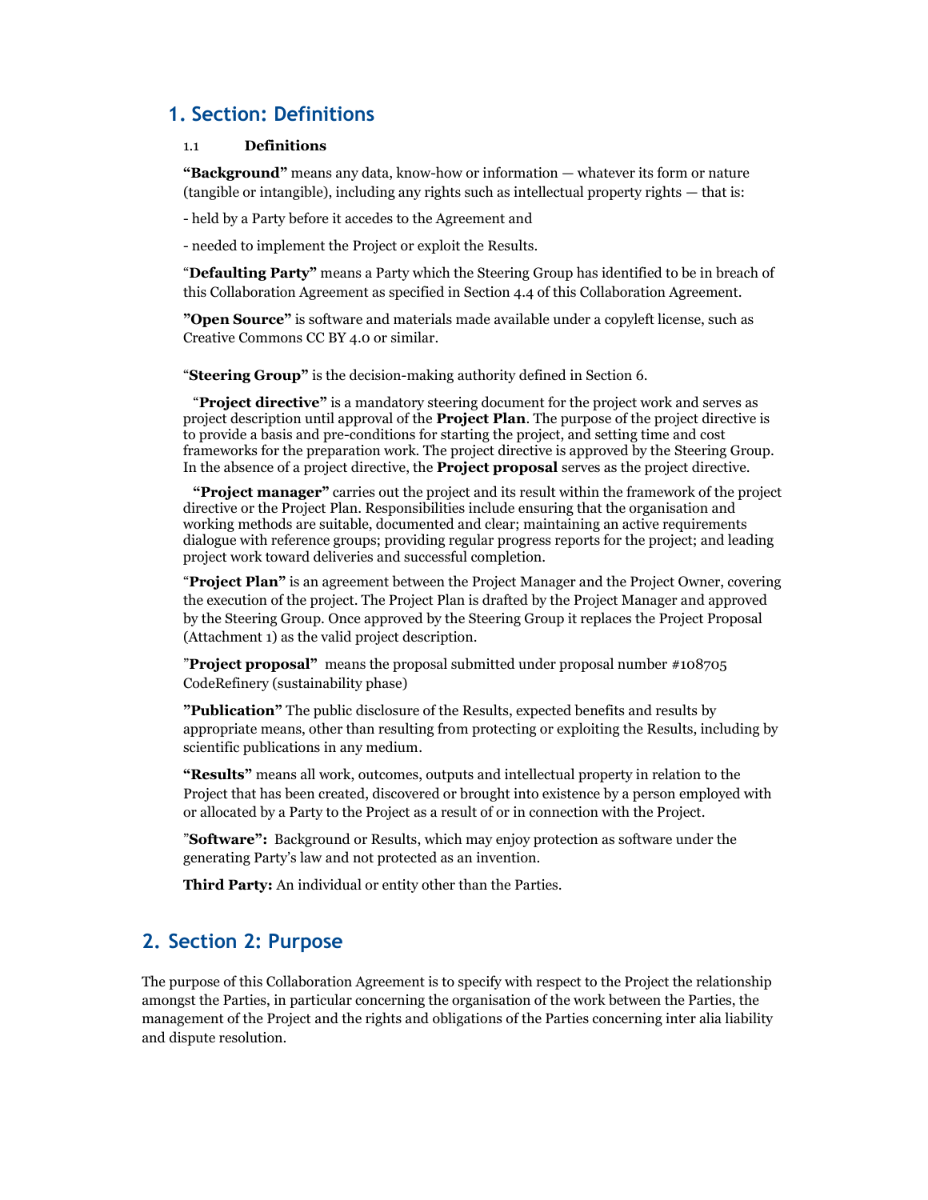## 1. Section: Definitions

### 1.1 Definitions

**"Background"** means any data, know-how or information — whatever its form or nature (tangible or intangible), including any rights such as intellectual property rights — that is:

- held by a Party before it accedes to the Agreement and

- needed to implement the Project or exploit the Results.

"**Defaulting Party"** means a Party which the Steering Group has identified to be in breach of this Collaboration Agreement as specified in Section 4.4 of this Collaboration Agreement.

**"Open Source"** is software and materials made available under a copyleft license, such as Creative Commons CC BY 4.0 or similar.

"**Steering Group"** is the decision-making authority defined in Section 6.

"**Project directive"** is a mandatory steering document for the project work and serves as project description until approval of the **Project Plan**. The purpose of the project directive is to provide a basis and pre-conditions for starting the project, and setting time and cost frameworks for the preparation work. The project directive is approved by the Steering Group. In the absence of a project directive, the **Project proposal** serves as the project directive.

**"Project manager"** carries out the project and its result within the framework of the project directive or the Project Plan. Responsibilities include ensuring that the organisation and working methods are suitable, documented and clear; maintaining an active requirements dialogue with reference groups; providing regular progress reports for the project; and leading project work toward deliveries and successful completion.

"**Project Plan"** is an agreement between the Project Manager and the Project Owner, covering the execution of the project. The Project Plan is drafted by the Project Manager and approved by the Steering Group. Once approved by the Steering Group it replaces the Project Proposal (Attachment 1) as the valid project description.

"**Project proposal"** means the proposal submitted under proposal number #108705 CodeRefinery (sustainability phase)

**"Publication"** The public disclosure of the Results, expected benefits and results by appropriate means, other than resulting from protecting or exploiting the Results, including by scientific publications in any medium.

**"Results"** means all work, outcomes, outputs and intellectual property in relation to the Project that has been created, discovered or brought into existence by a person employed with or allocated by a Party to the Project as a result of or in connection with the Project.

"**Software":** Background or Results, which may enjoy protection as software under the generating Party's law and not protected as an invention.

**Third Party:** An individual or entity other than the Parties.

## 2. Section 2: Purpose

The purpose of this Collaboration Agreement is to specify with respect to the Project the relationship amongst the Parties, in particular concerning the organisation of the work between the Parties, the management of the Project and the rights and obligations of the Parties concerning inter alia liability and dispute resolution.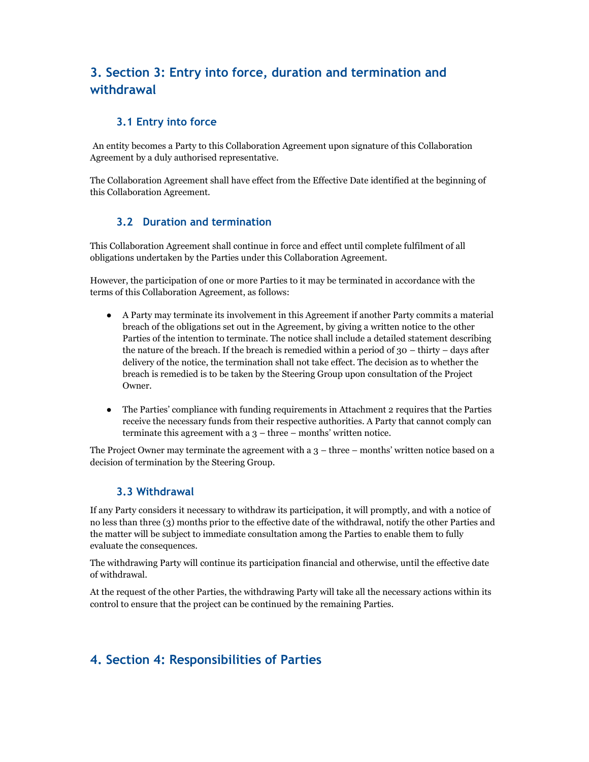# 3. Section 3: Entry into force, duration and termination and withdrawal

## 3.1 Entry into force

An entity becomes a Party to this Collaboration Agreement upon signature of this Collaboration Agreement by a duly authorised representative.

The Collaboration Agreement shall have effect from the Effective Date identified at the beginning of this Collaboration Agreement.

## 3.2 Duration and termination

This Collaboration Agreement shall continue in force and effect until complete fulfilment of all obligations undertaken by the Parties under this Collaboration Agreement.

However, the participation of one or more Parties to it may be terminated in accordance with the terms of this Collaboration Agreement, as follows:

- A Party may terminate its involvement in this Agreement if another Party commits a material breach of the obligations set out in the Agreement, by giving a written notice to the other Parties of the intention to terminate. The notice shall include a detailed statement describing the nature of the breach. If the breach is remedied within a period of 30 – thirty – days after delivery of the notice, the termination shall not take effect. The decision as to whether the breach is remedied is to be taken by the Steering Group upon consultation of the Project Owner.

- The Parties' compliance with funding requirements in Attachment 2 requires that the Parties receive the necessary funds from their respective authorities. A Party that cannot comply can terminate this agreement with a 3 – three – months' written notice.

The Project Owner may terminate the agreement with a 3 – three – months' written notice based on a decision of termination by the Steering Group.

## 3.3 Withdrawal

If any Party considers it necessary to withdraw its participation, it will promptly, and with a notice of no less than three (3) months prior to the effective date of the withdrawal, notify the other Parties and the matter will be subject to immediate consultation among the Parties to enable them to fully evaluate the consequences.

The withdrawing Party will continue its participation financial and otherwise, until the effective date of withdrawal.

At the request of the other Parties, the withdrawing Party will take all the necessary actions within its control to ensure that the project can be continued by the remaining Parties.

# 4. Section 4: Responsibilities of Parties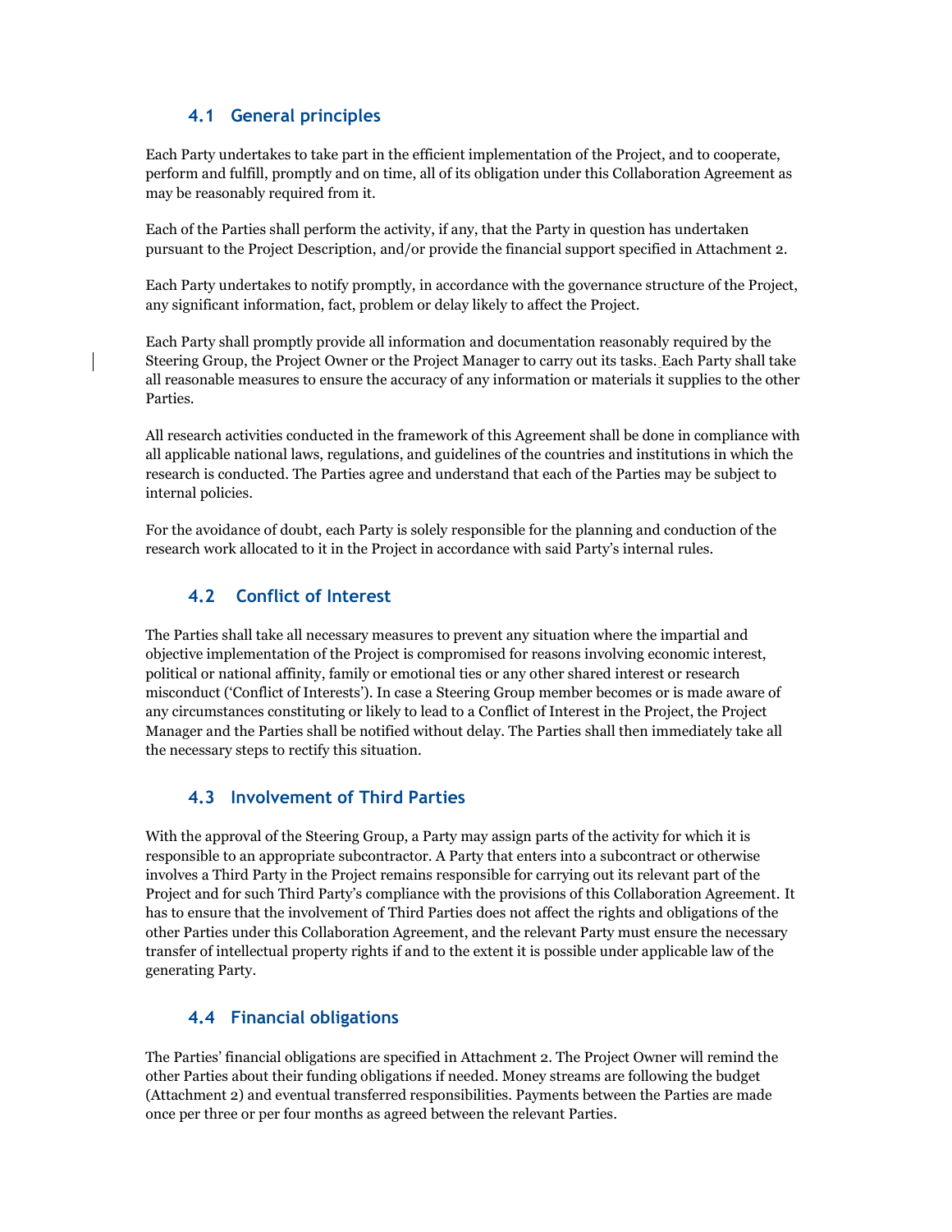### 4.1 General principles

Each Party undertakes to take part in the efficient implementation of the Project, and to cooperate, perform and fulfill, promptly and on time, all of its obligation under this Collaboration Agreement as may be reasonably required from it.

Each of the Parties shall perform the activity, if any, that the Party in question has undertaken pursuant to the Project Description, and/or provide the financial support specified in Attachment 2.

Each Party undertakes to notify promptly, in accordance with the governance structure of the Project, any significant information, fact, problem or delay likely to affect the Project.

Each Party shall promptly provide all information and documentation reasonably required by the Steering Group, the Project Owner or the Project Manager to carry out its tasks. Each Party shall take all reasonable measures to ensure the accuracy of any information or materials it supplies to the other Parties.

All research activities conducted in the framework of this Agreement shall be done in compliance with all applicable national laws, regulations, and guidelines of the countries and institutions in which the research is conducted. The Parties agree and understand that each of the Parties may be subject to internal policies.

For the avoidance of doubt, each Party is solely responsible for the planning and conduction of the research work allocated to it in the Project in accordance with said Party's internal rules.

### 4.2 Conflict of Interest

The Parties shall take all necessary measures to prevent any situation where the impartial and objective implementation of the Project is compromised for reasons involving economic interest, political or national affinity, family or emotional ties or any other shared interest or research misconduct ('Conflict of Interests'). In case a Steering Group member becomes or is made aware of any circumstances constituting or likely to lead to a Conflict of Interest in the Project, the Project Manager and the Parties shall be notified without delay. The Parties shall then immediately take all the necessary steps to rectify this situation.

### 4.3 Involvement of Third Parties

With the approval of the Steering Group, a Party may assign parts of the activity for which it is responsible to an appropriate subcontractor. A Party that enters into a subcontract or otherwise involves a Third Party in the Project remains responsible for carrying out its relevant part of the Project and for such Third Party's compliance with the provisions of this Collaboration Agreement. It has to ensure that the involvement of Third Parties does not affect the rights and obligations of the other Parties under this Collaboration Agreement, and the relevant Party must ensure the necessary transfer of intellectual property rights if and to the extent it is possible under applicable law of the generating Party.

### 4.4 Financial obligations

The Parties' financial obligations are specified in Attachment 2. The Project Owner will remind the other Parties about their funding obligations if needed. Money streams are following the budget (Attachment 2) and eventual transferred responsibilities. Payments between the Parties are made once per three or per four months as agreed between the relevant Parties.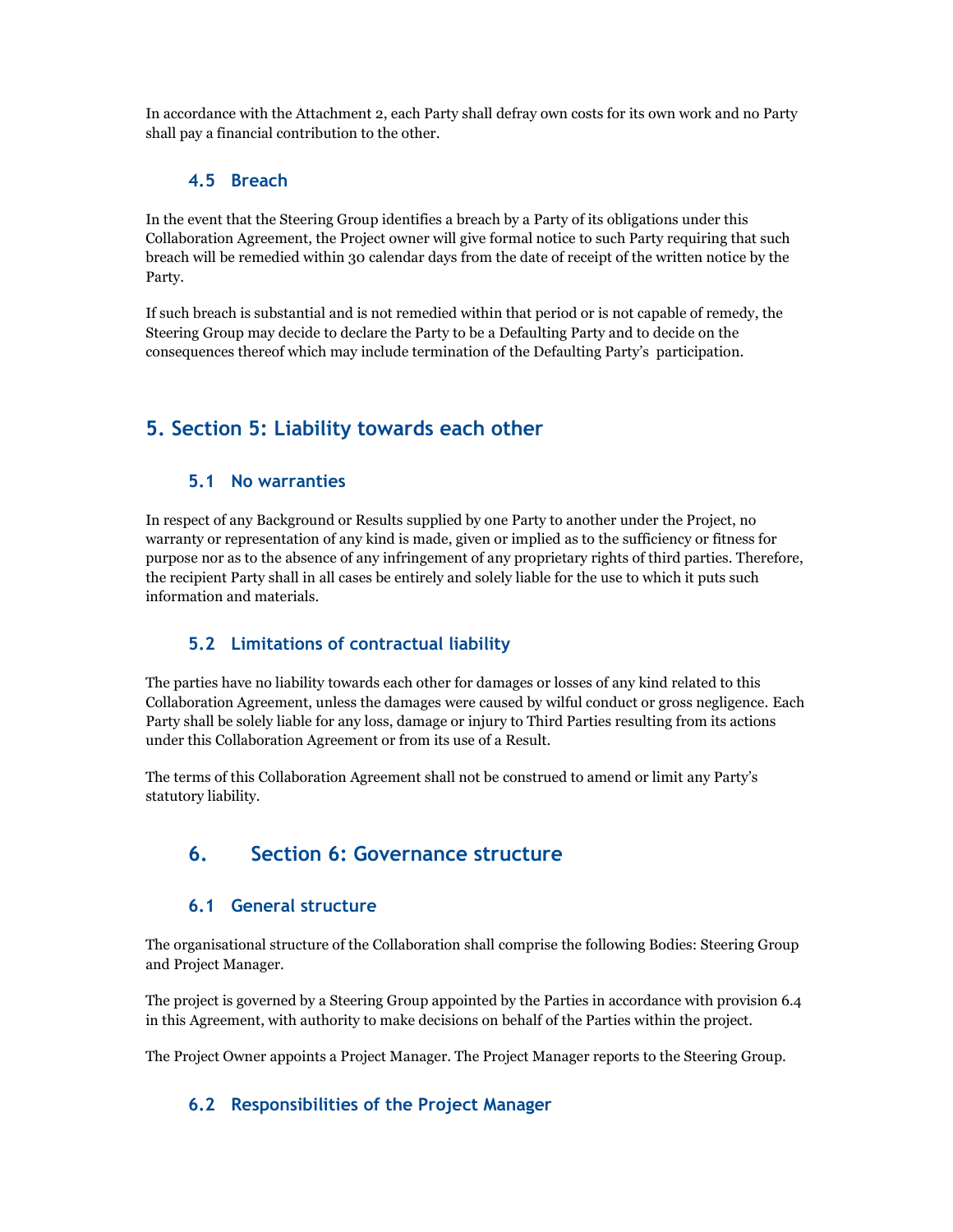In accordance with the Attachment 2, each Party shall defray own costs for its own work and no Party shall pay a financial contribution to the other.

### 4.5 Breach

In the event that the Steering Group identifies a breach by a Party of its obligations under this Collaboration Agreement, the Project owner will give formal notice to such Party requiring that such breach will be remedied within 30 calendar days from the date of receipt of the written notice by the Party.

If such breach is substantial and is not remedied within that period or is not capable of remedy, the Steering Group may decide to declare the Party to be a Defaulting Party and to decide on the consequences thereof which may include termination of the Defaulting Party's participation.

## 5. Section 5: Liability towards each other

### 5.1 No warranties

In respect of any Background or Results supplied by one Party to another under the Project, no warranty or representation of any kind is made, given or implied as to the sufficiency or fitness for purpose nor as to the absence of any infringement of any proprietary rights of third parties. Therefore, the recipient Party shall in all cases be entirely and solely liable for the use to which it puts such information and materials.

### 5.2 Limitations of contractual liability

The parties have no liability towards each other for damages or losses of any kind related to this Collaboration Agreement, unless the damages were caused by wilful conduct or gross negligence. Each Party shall be solely liable for any loss, damage or injury to Third Parties resulting from its actions under this Collaboration Agreement or from its use of a Result.

The terms of this Collaboration Agreement shall not be construed to amend or limit any Party's statutory liability.

## 6. Section 6: Governance structure

### 6.1 General structure

The organisational structure of the Collaboration shall comprise the following Bodies: Steering Group and Project Manager.

The project is governed by a Steering Group appointed by the Parties in accordance with provision 6.4 in this Agreement, with authority to make decisions on behalf of the Parties within the project.

The Project Owner appoints a Project Manager. The Project Manager reports to the Steering Group.

### 6.2 Responsibilities of the Project Manager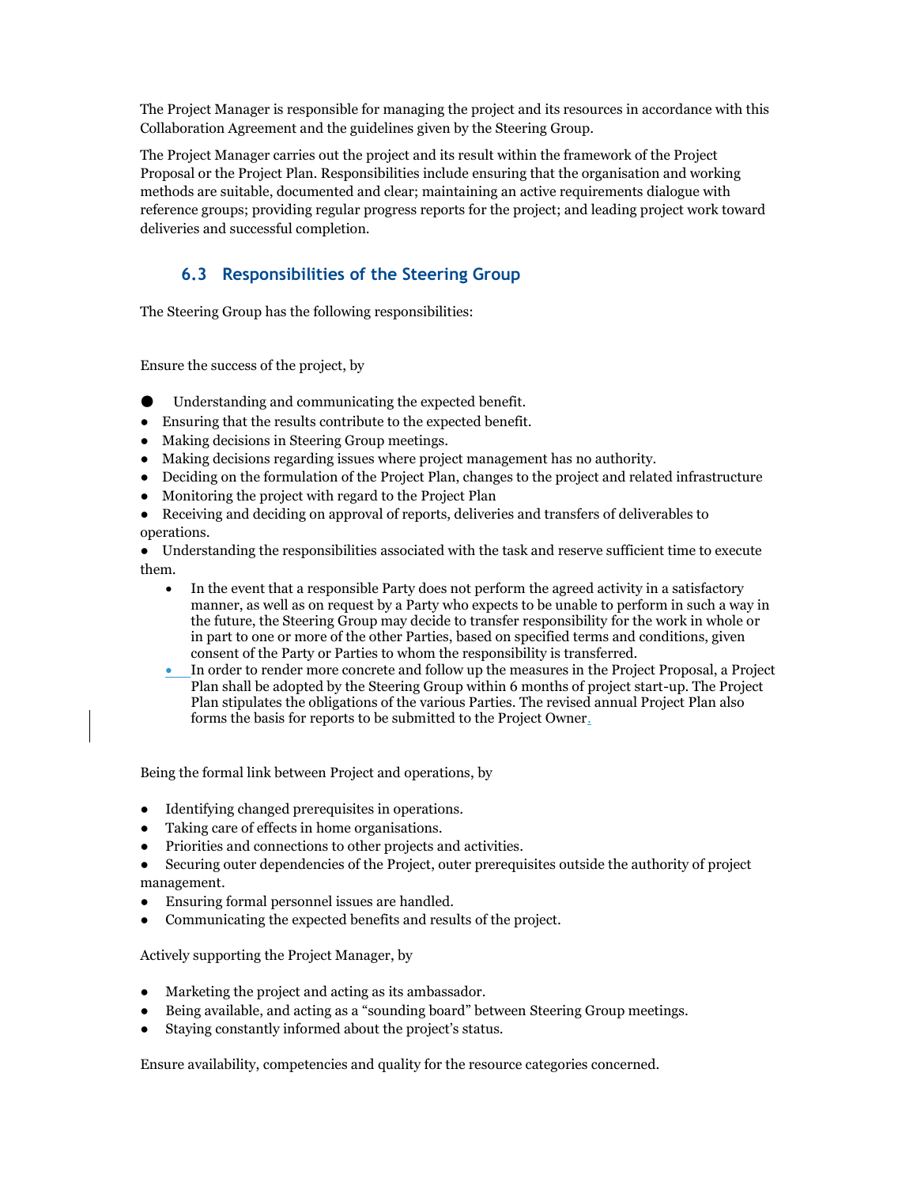The Project Manager is responsible for managing the project and its resources in accordance with this Collaboration Agreement and the guidelines given by the Steering Group.

The Project Manager carries out the project and its result within the framework of the Project Proposal or the Project Plan. Responsibilities include ensuring that the organisation and working methods are suitable, documented and clear; maintaining an active requirements dialogue with reference groups; providing regular progress reports for the project; and leading project work toward deliveries and successful completion.

### 6.3 Responsibilities of the Steering Group

The Steering Group has the following responsibilities:

Ensure the success of the project, by

- Understanding and communicating the expected benefit.
- Ensuring that the results contribute to the expected benefit.
- Making decisions in Steering Group meetings.
- Making decisions regarding issues where project management has no authority.
- Deciding on the formulation of the Project Plan, changes to the project and related infrastructure
- Monitoring the project with regard to the Project Plan
- Receiving and deciding on approval of reports, deliveries and transfers of deliverables to operations.
- Understanding the responsibilities associated with the task and reserve sufficient time to execute them.
  - In the event that a responsible Party does not perform the agreed activity in a satisfactory manner, as well as on request by a Party who expects to be unable to perform in such a way in the future, the Steering Group may decide to transfer responsibility for the work in whole or in part to one or more of the other Parties, based on specified terms and conditions, given consent of the Party or Parties to whom the responsibility is transferred.
  - In order to render more concrete and follow up the measures in the Project Proposal, a Project Plan shall be adopted by the Steering Group within 6 months of project start-up. The Project Plan stipulates the obligations of the various Parties. The revised annual Project Plan also forms the basis for reports to be submitted to the Project Owner.

Being the formal link between Project and operations, by

- Identifying changed prerequisites in operations.
- Taking care of effects in home organisations.
- Priorities and connections to other projects and activities.
- Securing outer dependencies of the Project, outer prerequisites outside the authority of project management.
- Ensuring formal personnel issues are handled.
- Communicating the expected benefits and results of the project.

Actively supporting the Project Manager, by

- Marketing the project and acting as its ambassador.
- Being available, and acting as a "sounding board" between Steering Group meetings.
- Staying constantly informed about the project's status.

Ensure availability, competencies and quality for the resource categories concerned.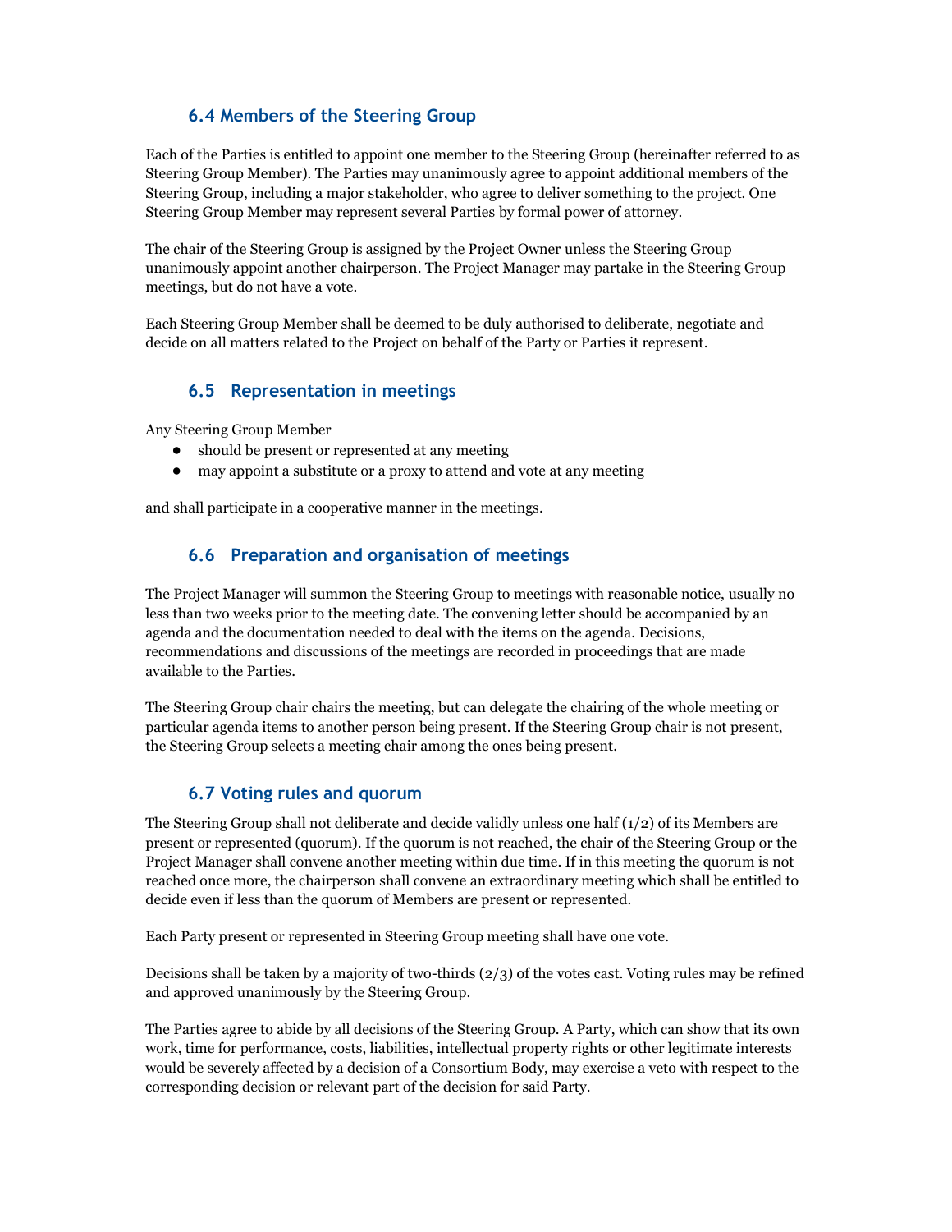### 6.4 Members of the Steering Group

Each of the Parties is entitled to appoint one member to the Steering Group (hereinafter referred to as Steering Group Member). The Parties may unanimously agree to appoint additional members of the Steering Group, including a major stakeholder, who agree to deliver something to the project. One Steering Group Member may represent several Parties by formal power of attorney.

The chair of the Steering Group is assigned by the Project Owner unless the Steering Group unanimously appoint another chairperson. The Project Manager may partake in the Steering Group meetings, but do not have a vote.

Each Steering Group Member shall be deemed to be duly authorised to deliberate, negotiate and decide on all matters related to the Project on behalf of the Party or Parties it represent.

### 6.5 Representation in meetings

Any Steering Group Member

- should be present or represented at any meeting
- may appoint a substitute or a proxy to attend and vote at any meeting

and shall participate in a cooperative manner in the meetings.

### 6.6 Preparation and organisation of meetings

The Project Manager will summon the Steering Group to meetings with reasonable notice, usually no less than two weeks prior to the meeting date. The convening letter should be accompanied by an agenda and the documentation needed to deal with the items on the agenda. Decisions, recommendations and discussions of the meetings are recorded in proceedings that are made available to the Parties.

The Steering Group chair chairs the meeting, but can delegate the chairing of the whole meeting or particular agenda items to another person being present. If the Steering Group chair is not present, the Steering Group selects a meeting chair among the ones being present.

### 6.7 Voting rules and quorum

The Steering Group shall not deliberate and decide validly unless one half (1/2) of its Members are present or represented (quorum). If the quorum is not reached, the chair of the Steering Group or the Project Manager shall convene another meeting within due time. If in this meeting the quorum is not reached once more, the chairperson shall convene an extraordinary meeting which shall be entitled to decide even if less than the quorum of Members are present or represented.

Each Party present or represented in Steering Group meeting shall have one vote.

Decisions shall be taken by a majority of two-thirds (2/3) of the votes cast. Voting rules may be refined and approved unanimously by the Steering Group.

The Parties agree to abide by all decisions of the Steering Group. A Party, which can show that its own work, time for performance, costs, liabilities, intellectual property rights or other legitimate interests would be severely affected by a decision of a Consortium Body, may exercise a veto with respect to the corresponding decision or relevant part of the decision for said Party.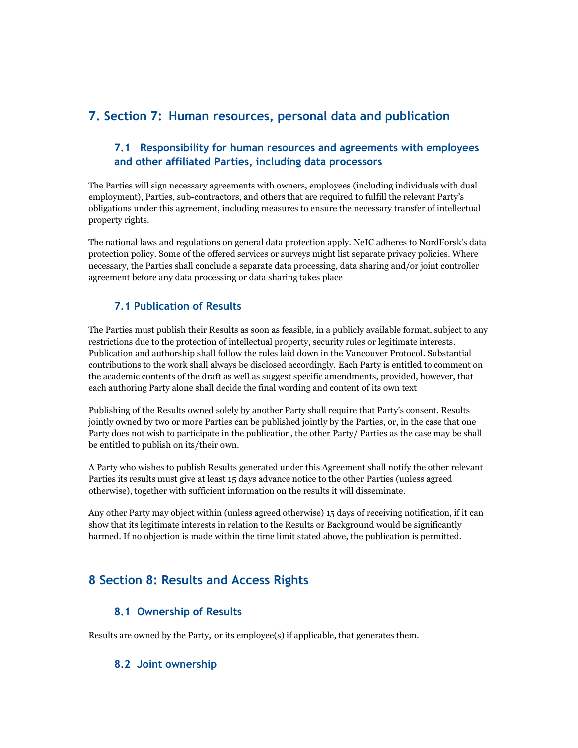## 7. Section 7: Human resources, personal data and publication

### 7.1 Responsibility for human resources and agreements with employees and other affiliated Parties, including data processors

The Parties will sign necessary agreements with owners, employees (including individuals with dual employment), Parties, sub-contractors, and others that are required to fulfill the relevant Party's obligations under this agreement, including measures to ensure the necessary transfer of intellectual property rights.

The national laws and regulations on general data protection apply. NeIC adheres to NordForsk's data protection policy. Some of the offered services or surveys might list separate privacy policies. Where necessary, the Parties shall conclude a separate data processing, data sharing and/or joint controller agreement before any data processing or data sharing takes place

### 7.1 Publication of Results

The Parties must publish their Results as soon as feasible, in a publicly available format, subject to any restrictions due to the protection of intellectual property, security rules or legitimate interests. Publication and authorship shall follow the rules laid down in the Vancouver Protocol. Substantial contributions to the work shall always be disclosed accordingly. Each Party is entitled to comment on the academic contents of the draft as well as suggest specific amendments, provided, however, that each authoring Party alone shall decide the final wording and content of its own text

Publishing of the Results owned solely by another Party shall require that Party's consent. Results jointly owned by two or more Parties can be published jointly by the Parties, or, in the case that one Party does not wish to participate in the publication, the other Party/ Parties as the case may be shall be entitled to publish on its/their own.

A Party who wishes to publish Results generated under this Agreement shall notify the other relevant Parties its results must give at least 15 days advance notice to the other Parties (unless agreed otherwise), together with sufficient information on the results it will disseminate.

Any other Party may object within (unless agreed otherwise) 15 days of receiving notification, if it can show that its legitimate interests in relation to the Results or Background would be significantly harmed. If no objection is made within the time limit stated above, the publication is permitted.

## 8 Section 8: Results and Access Rights

### 8.1 Ownership of Results

Results are owned by the Party, or its employee(s) if applicable, that generates them.

### 8.2 Joint ownership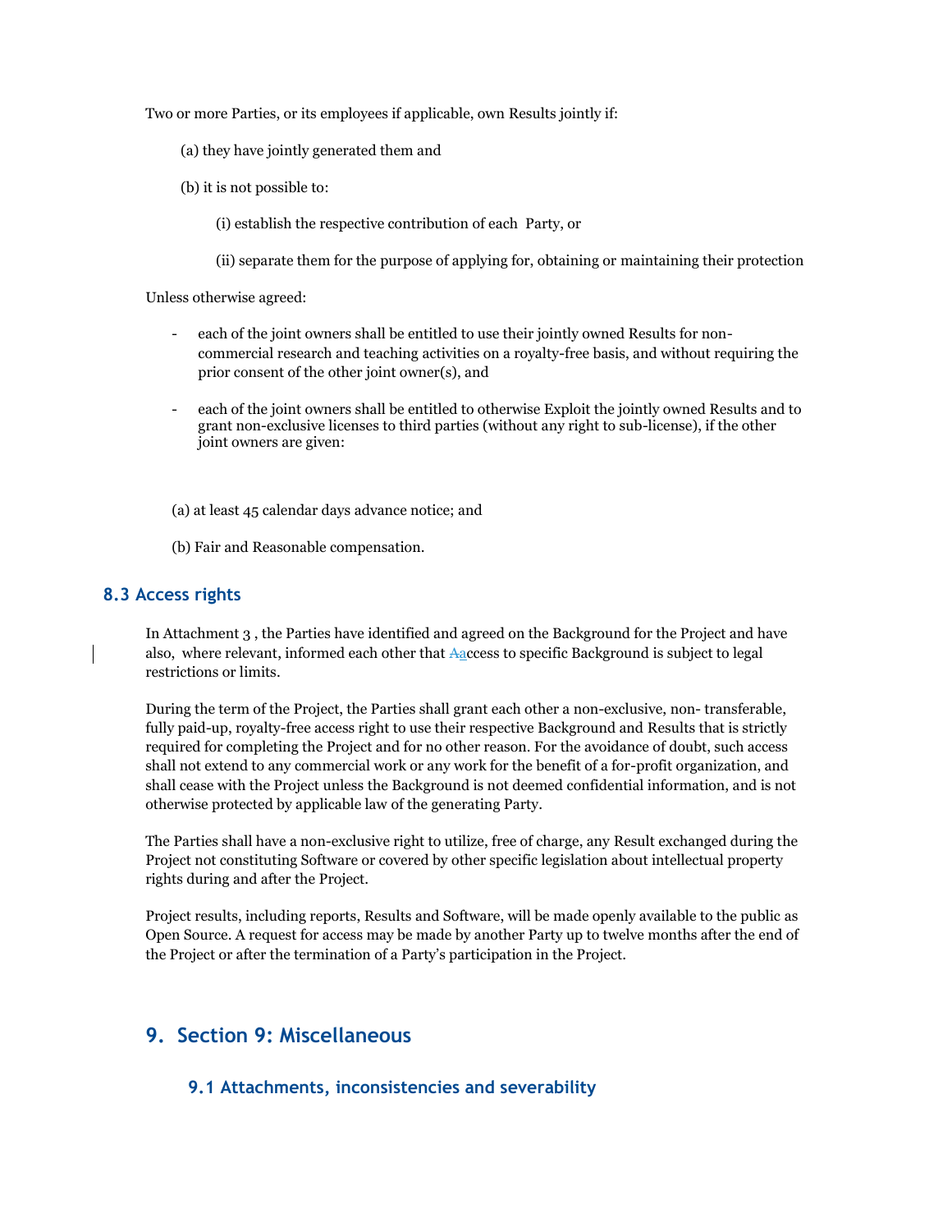Two or more Parties, or its employees if applicable, own Results jointly if:

(a) they have jointly generated them and

(b) it is not possible to:

(i) establish the respective contribution of each Party, or

(ii) separate them for the purpose of applying for, obtaining or maintaining their protection

Unless otherwise agreed:

- each of the joint owners shall be entitled to use their jointly owned Results for non-commercial research and teaching activities on a royalty-free basis, and without requiring the prior consent of the other joint owner(s), and
- each of the joint owners shall be entitled to otherwise Exploit the jointly owned Results and to grant non-exclusive licenses to third parties (without any right to sub-license), if the other joint owners are given:

(a) at least 45 calendar days advance notice; and

(b) Fair and Reasonable compensation.

## 8.3 Access rights

In Attachment 3 , the Parties have identified and agreed on the Background for the Project and have also, where relevant, informed each other that access to specific Background is subject to legal restrictions or limits.

During the term of the Project, the Parties shall grant each other a non-exclusive, non- transferable, fully paid-up, royalty-free access right to use their respective Background and Results that is strictly required for completing the Project and for no other reason. For the avoidance of doubt, such access shall not extend to any commercial work or any work for the benefit of a for-profit organization, and shall cease with the Project unless the Background is not deemed confidential information, and is not otherwise protected by applicable law of the generating Party.

The Parties shall have a non-exclusive right to utilize, free of charge, any Result exchanged during the Project not constituting Software or covered by other specific legislation about intellectual property rights during and after the Project.

Project results, including reports, Results and Software, will be made openly available to the public as Open Source. A request for access may be made by another Party up to twelve months after the end of the Project or after the termination of a Party's participation in the Project.

# 9. Section 9: Miscellaneous

## 9.1 Attachments, inconsistencies and severability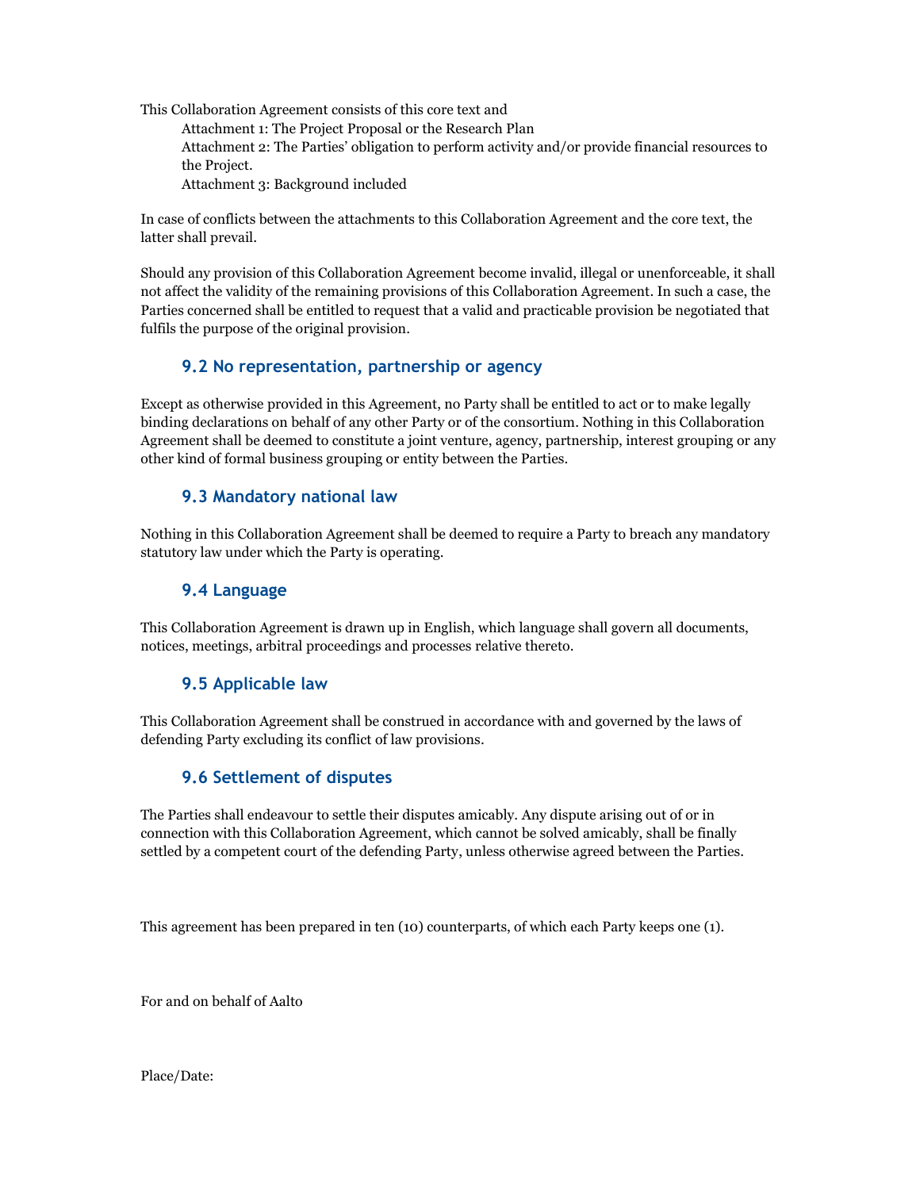This Collaboration Agreement consists of this core text and

Attachment 1: The Project Proposal or the Research Plan

Attachment 2: The Parties' obligation to perform activity and/or provide financial resources to the Project.

Attachment 3: Background included

In case of conflicts between the attachments to this Collaboration Agreement and the core text, the latter shall prevail.

Should any provision of this Collaboration Agreement become invalid, illegal or unenforceable, it shall not affect the validity of the remaining provisions of this Collaboration Agreement. In such a case, the Parties concerned shall be entitled to request that a valid and practicable provision be negotiated that fulfils the purpose of the original provision.

### 9.2 No representation, partnership or agency

Except as otherwise provided in this Agreement, no Party shall be entitled to act or to make legally binding declarations on behalf of any other Party or of the consortium. Nothing in this Collaboration Agreement shall be deemed to constitute a joint venture, agency, partnership, interest grouping or any other kind of formal business grouping or entity between the Parties.

### 9.3 Mandatory national law

Nothing in this Collaboration Agreement shall be deemed to require a Party to breach any mandatory statutory law under which the Party is operating.

### 9.4 Language

This Collaboration Agreement is drawn up in English, which language shall govern all documents, notices, meetings, arbitral proceedings and processes relative thereto.

### 9.5 Applicable law

This Collaboration Agreement shall be construed in accordance with and governed by the laws of defending Party excluding its conflict of law provisions.

### 9.6 Settlement of disputes

The Parties shall endeavour to settle their disputes amicably. Any dispute arising out of or in connection with this Collaboration Agreement, which cannot be solved amicably, shall be finally settled by a competent court of the defending Party, unless otherwise agreed between the Parties.

This agreement has been prepared in ten (10) counterparts, of which each Party keeps one (1).

For and on behalf of Aalto

Place/Date: